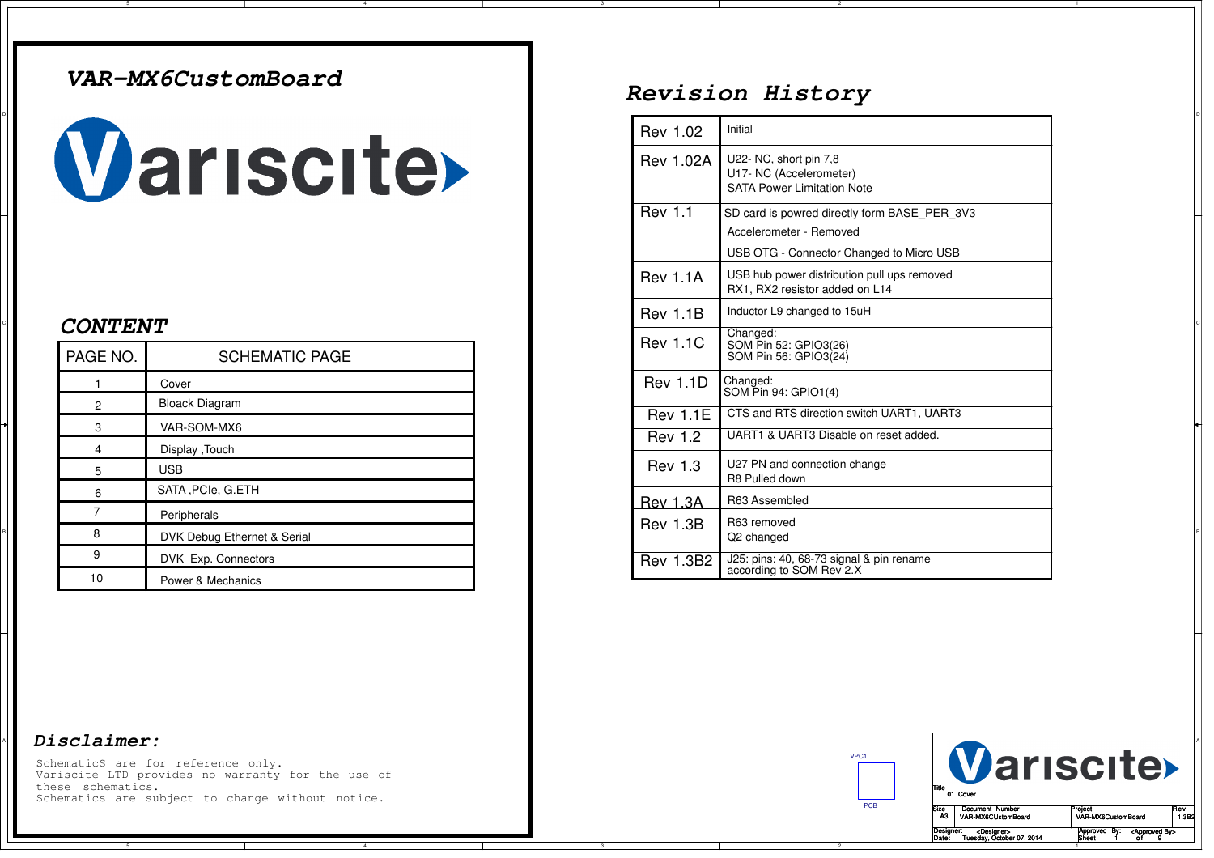# VAR-MX6CustomBoard

Variscite

## CONTENT

| PAGE NO. | SCHEMATIC PAGE |
|---|---|
| 1 | Cover |
| 2 | Bloack Diagram |
| 3 | VAR-SOM-MX6 |
| 4 | Display ,Touch |
| 5 | USB |
| 6 | SATA ,PCIe, G.ETH |
| 7 | Peripherals |
| 8 | DVK Debug Ethernet & Serial |
| 9 | DVK Exp. Connectors |
| 10 | Power & Mechanics |

## Revision History

| | |
|---|---|
| Rev 1.02 | Initial |
| Rev 1.02A | U22- NC, short pin 7,8<br>U17- NC (Accelerometer)<br>SATA Power Limitation Note |
| Rev 1.1 | SD card is powred directly form BASE_PER_3V3<br>Accelerometer - Removed<br>USB OTG - Connector Changed to Micro USB |
| Rev 1.1A | USB hub power distribution pull ups removed<br>RX1, RX2 resistor added on L14 |
| Rev 1.1B | Inductor L9 changed to 15uH |
| Rev 1.1C | Changed:<br>SOM Pin 52: GPIO3(26)<br>SOM Pin 56: GPIO3(24) |
| Rev 1.1D | Changed:<br>SOM Pin 94: GPIO1(4) |
| Rev 1.1E | CTS and RTS direction switch UART1, UART3 |
| Rev 1.2 | UART1 & UART3 Disable on reset added. |
| Rev 1.3 | U27 PN and connection change<br>R8 Pulled down |
| Rev 1.3A | R63 Assembled |
| Rev 1.3B | R63 removed<br>Q2 changed |
| Rev 1.3B2 | J25: pins: 40, 68-73 signal & pin rename according to SOM Rev 2.X |

## Disclaimer:

SchematicS are for reference only.
Variscite LTD provides no warranty for the use of these schematics.
Schematics are subject to change without notice.

VPC1

PCB

| | | | |
|---|---|---|---|
| Title | 01. Cover | | |
| Size: A3 | Document Number: VAR-MX6CUstomBoard | Project: VAR-MX6CustomBoard | Rev: 1.3B2 |
| Designer: <Designer> | | Approved By: <Approved By> | |
| Date: Tuesday, October 07, 2014 | | Sheet 1 of 9 | |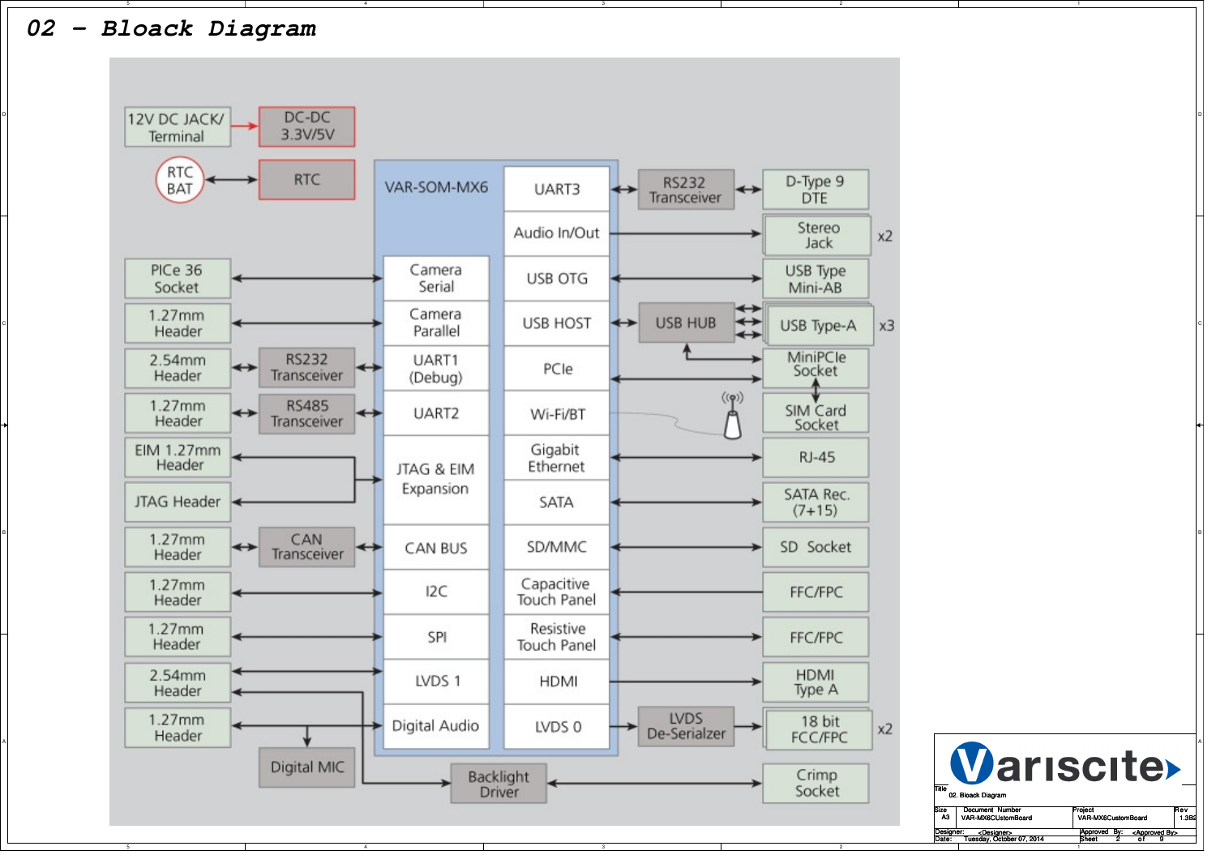# 02 - Bloack Diagram

12V DC JACK/ Terminal → DC-DC 3.3V/5V

RTC BAT ↔ RTC

VAR-SOM-MX6

| External (left) | Interface | Module | Interface | External (right) |
|---|---|---|---|---|
| | | | UART3 | RS232 Transceiver ↔ D-Type 9 DTE |
| | | | Audio In/Out | Stereo Jack x2 |
| PICe 36 Socket | | Camera Serial | USB OTG | USB Type Mini-AB |
| 1.27mm Header | | Camera Parallel | USB HOST | USB HUB ↔ USB Type-A x3 |
| 2.54mm Header | RS232 Transceiver | UART1 (Debug) | PCIe | MiniPCIe Socket |
| 1.27mm Header | RS485 Transceiver | UART2 | Wi-Fi/BT | SIM Card Socket |
| EIM 1.27mm Header | | JTAG & EIM Expansion | Gigabit Ethernet | RJ-45 |
| JTAG Header | | | SATA | SATA Rec. (7+15) |
| 1.27mm Header | CAN Transceiver | CAN BUS | SD/MMC | SD Socket |
| 1.27mm Header | | I2C | Capacitive Touch Panel | FFC/FPC |
| 1.27mm Header | | SPI | Resistive Touch Panel | FFC/FPC |
| 2.54mm Header | | LVDS 1 | HDMI | HDMI Type A |
| 1.27mm Header | | Digital Audio | LVDS 0 | LVDS De-Serialzer → 18 bit FCC/FPC x2 |

Digital MIC

Backlight Driver ↔ Crimp Socket

| | |
|---|---|
| Title | 02. Bloack Diagram |
| Size | A3 |
| Document Number | VAR-MX6CUstomBoard |
| Project | VAR-MX6CustomBoard |
| Rev | 1.3B2 |
| Designer: | <Designer> |
| Approved By: | <Approved By> |
| Date: | Tuesday, October 07, 2014 |
| Sheet | 2 of 9 |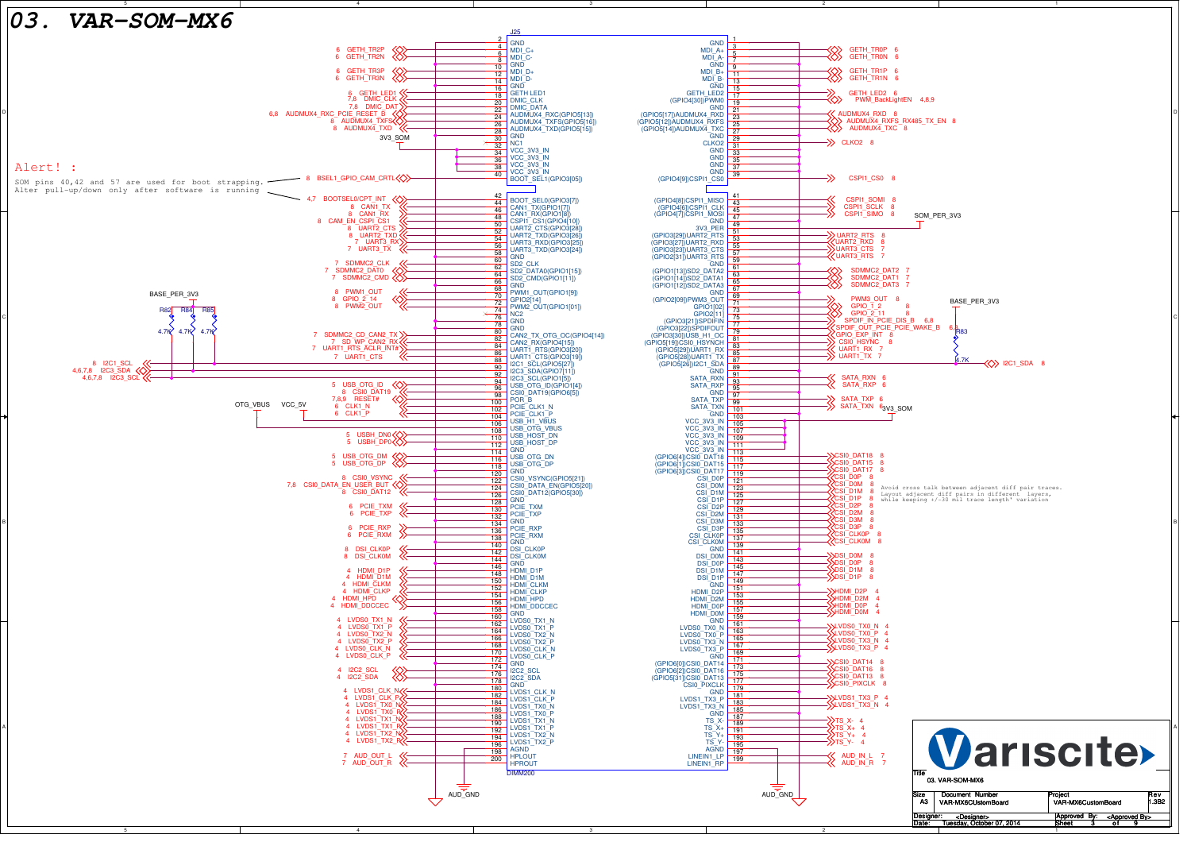# 03. VAR-SOM-MX6

**Alert! :**

SOM pins 40,42 and 57 are used for boot strapping.
Alter pull-up/down only after software is running

Avoid cross talk between adjacent diff pair traces.
Layout adjacent diff pairs in different layers,
while keeping +/-30 mil trace length' variation

J25 — DIMM200

| Net (left) | Pin | Signal | Signal | Pin | Net (right) |
|---|---|---|---|---|---|
| | 2 | GND | GND | 1 | |
| GETH_TR2P | 4 | MDI_C+ | MDI_A+ | 3 | GETH_TR0P |
| GETH_TR2N | 6 | MDI_C- | MDI_A- | 5 | GETH_TR0N |
| | 8 | GND | GND | 7 | |
| GETH_TR3P | 10 | MDI_D+ | MDI_B+ | 9 | GETH_TR1P |
| GETH_TR3N | 12 | MDI_D- | MDI_B- | 11 | GETH_TR1N |
| | 14 | GND | GND | 13 | |
| GETH_LED1 | 16 | GETH LED1 | GETH_LED2 | 15 | GETH_LED2 |
| DMIC_CLK | 18 | DMIC_CLK | (GPIO4[30])PWM0 | 17 | PWM_BackLightEN |
| DMIC_DAT | 20 | DMIC_DATA | GND | 19 | |
| AUDMUX4_RXC_PCIE_RESET_B | 22 | AUDMUX4_RXC(GPIO5[13]) | (GPIO5[17])AUDMUX4_RXD | 21 | AUDMUX4_RXD |
| AUDMUX4_TXFS | 24 | AUDMUX4_TXFS(GPIO5[16]) | (GPIO5[12])AUDMUX4_RXFS | 23 | AUDMUX4_RXFS_RX485_TX_EN |
| AUDMUX4_TXD | 26 | AUDMUX4_TXD(GPIO5[15]) | (GPIO5[14])AUDMUX4_TXC | 25 | AUDMUX4_TXC |
| | 28 | GND | GND | 27 | |
| 3V3_SOM | 30 | NC1 | CLKO2 | 29 | CLKO2 |
| | 32 | VCC_3V3_IN | GND | 31 | |
| | 34 | VCC_3V3_IN | GND | 33 | |
| | 36 | VCC_3V3_IN | GND | 35 | |
| | 38 | VCC_3V3_IN | GND | 37 | |
| BSEL1_GPIO_CAM_CRTL | 40 | BOOT_SEL1(GPIO3[05]) | (GPIO4[9])CSPI1_CS0 | 39 | CSPI1_CS0 |
| BOOTSEL0/CPT_INT | 42 | BOOT_SEL0(GPIO3[7]) | (GPIO4[8])CSPI1_MISO | 41 | CSPI1_SOMI |
| CAN1_TX | 44 | CAN1_TX(GPIO1[7]) | (GPIO4[6])CSPI1_CLK | 43 | CSPI1_SCLK |
| CAN1_RX | 46 | CAN1_RX(GPIO1[8]) | (GPIO4[7])CSPI1_MOSI | 45 | CSPI1_SIMO |
| CAM_EN_CSPI_CS1 | 48 | CSPI1_CS1(GPIO4[10]) | GND | 47 | |
| UART2_CTS | 50 | UART2_CTS(GPIO3[28]) | 3V3_PER | 49 | SOM_PER_3V3 |
| UART2_TXD | 52 | UART2_TXD(GPIO3[26]) | (GPIO3[29])UART2_RTS | 51 | UART2_RTS |
| UART3_RX | 54 | UART3_RXD(GPIO3[25]) | (GPIO3[27])UART2_RXD | 53 | UART2_RXD |
| UART3_TX | 56 | UART3_TXD(GPIO3[24]) | (GPIO3[23])UART3_CTS | 55 | UART3_CTS |
| | 58 | GND | (GPIO3[31])UART3_RTS | 57 | UART3_RTS |
| SDMMC2_CLK | 60 | SD2_CLK | GND | 59 | |
| SDMMC2_DAT0 | 62 | SD2_DATA0(GPIO1[15]) | (GPIO1[13])SD2_DATA2 | 61 | SDMMC2_DAT2 |
| SDMMC2_CMD | 64 | SD2_CMD(GPIO1[11]) | (GPIO1[14])SD2_DATA1 | 63 | SDMMC2_DAT1 |
| | 66 | GND | (GPIO1[12])SD2_DATA3 | 65 | SDMMC2_DAT3 |
| PWM1_OUT | 68 | PWM1_OUT(GPIO1[9]) | GND | 67 | |
| GPIO_2_14 | 70 | GPIO2[14] | (GPIO2[09])PWM3_OUT | 69 | PWM3_OUT |
| PWM2_OUT | 72 | PWM2_OUT(GPIO1[01]) | GPIO1[02] | 71 | GPIO_1_2 |
| | 74 | NC2 | GPIO2[11] | 73 | GPIO_2_11 |
| | 76 | GND | (GPIO3[21])SPDIF_IN | 75 | SPDIF_IN_PCIE_DIS_B |
| | 78 | GND | (GPIO3[22])SPDIFOUT | 77 | SPDIF_OUT_PCIE_PCIE_WAKE_B |
| SDMMC2_CD_CAN2_TX | 80 | CAN2_TX_OTG_OC(GPIO4[14]) | (GPIO3[30])USB_H1_OC | 79 | GPIO_EXP_INT |
| SD_WP_CAN2_RX | 82 | CAN2_RX(GPIO4[15]) | (GPIO5[19])CSI0_HSYNCH | 81 | CSI0_HSYNC |
| UART1_RTS_ACLR_INT# | 84 | UART1_RTS(GPIO3[20]) | (GPIO5[29])UART1_RX | 83 | UART1_RX |
| UART1_CTS | 86 | UART1_CTS(GPIO3[19]) | (GPIO5[28])UART1_TX | 85 | UART1_TX |
| I2C1_SCL | 88 | I2C1_SCL(GPIO5[27]) | (GPIO5[26])I2C1_SDA | 87 | I2C1_SDA |
| | 90 | I2C3_SDA(GPIO7[11]) | GND | 89 | |
| I2C3_SCL | 92 | I2C3_SCL(GPIO1[5]) | SATA_RXN | 91 | SATA_RXN |
| USB_OTG_ID | 94 | USB_OTG_ID(GPIO1[4]) | SATA_RXP | 93 | SATA_RXP |
| CSI0_DAT19 | 96 | CSI0_DAT19(GPIO6[5]) | GND | 95 | |
| RESET# | 98 | POR_B | SATA_TXP | 97 | SATA_TXP |
| CLK1_N | 100 | PCIE_CLK1_N | SATA_TXN | 99 | SATA_TXN |
| CLK1_P | 102 | PCIE_CLK1_P | GND | 101 | |
| VCC_5V | 104 | USB_H1_VBUS | VCC_3V3_IN | 103 | 3V3_SOM |
| OTG_VBUS | 106 | USB_OTG_VBUS | VCC_3V3_IN | 105 | |
| USBH_DN0 | 108 | USB_HOST_DN | VCC_3V3_IN | 107 | |
| USBH_DP0 | 110 | USB_HOST_DP | VCC_3V3_IN | 109 | |
| | 112 | GND | VCC_3V3_IN | 111 | |
| USB_OTG_DM | 114 | USB_OTG_DN | (GPIO6[4])CSI0_DAT18 | 113 | CSI0_DAT18 |
| USB_OTG_DP | 116 | USB_OTG_DP | (GPIO6[1])CSI0_DAT15 | 115 | CSI0_DAT15 |
| | 118 | GND | (GPIO6[3])CSI0_DAT17 | 117 | CSI0_DAT17 |
| CSI0_VSYNC | 120 | CSI0_VSYNC(GPIO5[21]) | CSI_D0P | 119 | CSI_D0P |
| CSI0_DATA_EN_USER_BUT | 122 | CSI0_DATA_EN(GPIO5[20]) | CSI_D0M | 121 | CSI_D0M |
| CSI0_DAT12 | 124 | CSI0_DAT12(GPIO5[30]) | CSI_D1M | 123 | CSI_D1M |
| | 126 | GND | CSI_D1P | 125 | CSI_D1P |
| PCIE_TXM | 128 | PCIE_TXM | CSI_D2P | 127 | CSI_D2P |
| PCIE_TXP | 130 | PCIE_TXP | CSI_D2M | 129 | CSI_D2M |
| | 132 | GND | CSI_D3M | 131 | CSI_D3M |
| PCIE_RXP | 134 | PCIE_RXP | CSI_D3P | 133 | CSI_D3P |
| PCIE_RXM | 136 | PCIE_RXM | CSI_CLK0P | 135 | CSI_CLK0P |
| | 138 | GND | CSI_CLK0M | 137 | CSI_CLK0M |
| DSI_CLK0P | 140 | DSI_CLK0P | GND | 139 | |
| DSI_CLK0M | 142 | DSI_CLK0M | DSI_D0M | 141 | DSI_D0M |
| | 144 | GND | DSI_D0P | 143 | DSI_D0P |
| HDMI_D1P | 146 | HDMI_D1P | DSI_D1M | 145 | DSI_D1M |
| HDMI_D1M | 148 | HDMI_D1M | DSI_D1P | 147 | DSI_D1P |
| HDMI_CLKM | 150 | HDMI_CLKM | GND | 149 | |
| HDMI_CLKP | 152 | HDMI_CLKP | HDMI_D2P | 151 | HDMI_D2P |
| HDMI_HPD | 154 | HDMI_HPD | HDMI_D2M | 153 | HDMI_D2M |
| HDMI_DDCCEC | 156 | HDMI_DDCCEC | HDMI_D0P | 155 | HDMI_D0P |
| | 158 | GND | HDMI_D0M | 157 | HDMI_D0M |
| LVDS0_TX1_N | 160 | LVDS0_TX1_N | GND | 159 | |
| LVDS0_TX1_P | 162 | LVDS0_TX1_P | LVDS0_TX0_N | 161 | LVDS0_TX0_N |
| LVDS0_TX2_N | 164 | LVDS0_TX2_N | LVDS0_TX0_P | 163 | LVDS0_TX0_P |
| LVDS0_TX2_P | 166 | LVDS0_TX2_P | LVDS0_TX3_N | 165 | LVDS0_TX3_N |
| LVDS0_CLK_N | 168 | LVDS0_CLK_N | LVDS0_TX3_P | 167 | LVDS0_TX3_P |
| LVDS0_CLK_P | 170 | LVDS0_CLK_P | GND | 169 | |
| | 172 | GND | (GPIO6[0])CSI0_DAT14 | 171 | CSI0_DAT14 |
| I2C2_SCL | 174 | I2C2_SCL | (GPIO6[2])CSI0_DAT16 | 173 | CSI0_DAT16 |
| I2C2_SDA | 176 | I2C2_SDA | (GPIO5[31])CSI0_DAT13 | 175 | CSI0_DAT13 |
| | 178 | GND | CSI0_PIXCLK | 177 | CSI0_PIXCLK |
| LVDS1_CLK_N | 180 | LVDS1_CLK_N | GND | 179 | |
| LVDS1_CLK_P | 182 | LVDS1_CLK_P | LVDS1_TX3_P | 181 | LVDS1_TX3_P |
| LVDS1_TX0_N | 184 | LVDS1_TX0_N | LVDS1_TX3_N | 183 | LVDS1_TX3_N |
| LVDS1_TX0_P | 186 | LVDS1_TX0_P | GND | 185 | |
| LVDS1_TX1_N | 188 | LVDS1_TX1_N | TS_X- | 187 | TS_X- |
| LVDS1_TX1_P | 190 | LVDS1_TX1_P | TS_X+ | 189 | TS_X+ |
| LVDS1_TX2_N | 192 | LVDS1_TX2_N | TS_Y+ | 191 | TS_Y+ |
| LVDS1_TX2_P | 194 | LVDS1_TX2_P | TS_Y- | 193 | TS_Y- |
| | 196 | AGND | AGND | 195 | |
| AUD_OUT_L | 198 | HPLOUT | LINEIN1_LP | 197 | AUD_IN_L |
| AUD_OUT_R | 200 | HPROUT | LINEIN1_RP | 199 | AUD_IN_R |

Pull-ups to BASE_PER_3V3: R82 4.7K (I2C1_SCL), R84 4.7K (I2C3_SDA), R85 4.7K (I2C3_SCL); R83 4.7K (I2C1_SDA).

AUD_GND

| Title | 03. VAR-SOM-MX6 | | |
|---|---|---|---|
| Size | Document Number | Project | Rev |
| A3 | VAR-MX6CUstomBoard | VAR-MX6CustomBoard | 1.3B2 |
| Designer: <Designer> | | Approved By: <Approved By> | |
| Date: Tuesday, October 07, 2014 | | Sheet 3 of 9 | |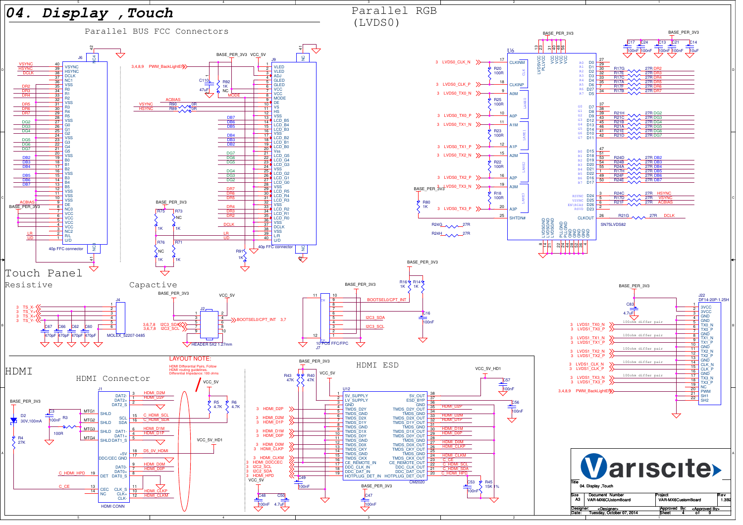# 04. Display ,Touch

## Parallel BUS FCC Connectors

## Parallel RGB (LVDS0)

## Touch Panel

### Resistive

### Capactive

## HDMI

### HDMI Connector

### HDMI ESD

LAYOUT NOTE:

HDMI Differential Pairs, Follow HDMI routing guidelines.
Differential Impedance: 100 ohms

100ohm differ pair

| Title | 04. Display ,Touch | | |
|---|---|---|---|
| Size | Document Number | Project | Rev |
| A3 | VAR-MX6CustomBoard | VAR-MX6CustomBoard | 1.3B2 |
| Designer: | <Designer> | Approved By: | <Approved By> |
| Date: | Tuesday, October 07, 2014 | Sheet | 4 of 9 |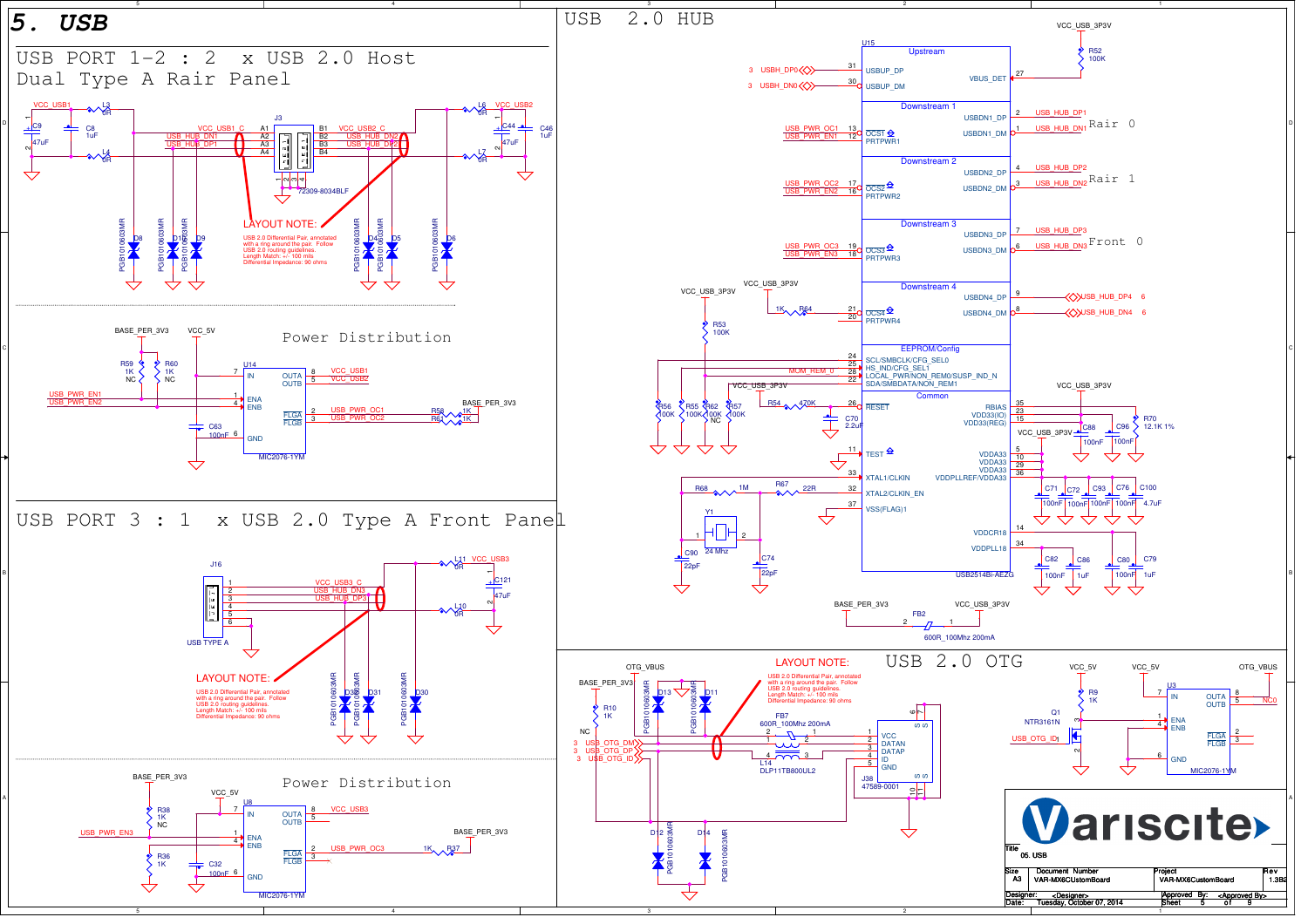# 5. USB

## USB PORT 1-2 : 2 x USB 2.0 Host Dual Type A Rair Panel

VCC_USB1, L3 0R, C9 47uF, C8 1uF, VCC_USB1_C, USB_HUB_DN1, USB_HUB_DP1, J3 (A1, A2, A3, A4, B1, B2, B3, B4), 72309-8034BLF, VCC_USB2_C, USB_HUB_DN2, USB_HUB_DP2, L6 0R, VCC_USB2, C44 47uF, C46 1uF, L4 0R, L7 0R

D8, D1, D9, D4, D5, D6: PGB1010603MR

LAYOUT NOTE:
USB 2.0 Differential Pair, annotated with a ring around the pair. Follow USB 2.0 routing guidelines. Length Match: +/- 100 mils Differential Impedance: 90 ohms

### Power Distribution

BASE_PER_3V3, VCC_5V, R59 1K NC, R60 1K NC, USB_PWR_EN1, USB_PWR_EN2, C63 100nF

U14 MIC2076-1YM: IN (7), ENA (1), ENB (4), GND (6), OUTA (8), OUTB (5), FLGA (2), FLGB (3)

VCC_USB1, VCC_USB2, USB_PWR_OC1, USB_PWR_OC2, R58 1K, R61 1K, BASE_PER_3V3

## USB PORT 3 : 1 x USB 2.0 Type A Front Panel

J16 USB TYPE A: 1 VCC_USB3_C, 2 USB_HUB_DN3, 3 USB_HUB_DP3, 4, 5, 6

L11 0R, VCC_USB3, C121 47uF, L10 0R

D30, D31, D30: PGB1010603MR

LAYOUT NOTE:
USB 2.0 Differential Pair, annotated with a ring around the pair. Follow USB 2.0 routing guidelines. Length Match: +/- 100 mils Differential Impedance: 90 ohms

### Power Distribution

BASE_PER_3V3, VCC_5V, R38 1K NC, R36 1K, USB_PWR_EN3, C32 100nF

U8 MIC2076-1YM: IN (7), ENA (1), ENB (4), GND (6), OUTA (8), OUTB (5), FLGA (2), FLGB (3)

VCC_USB3, USB_PWR_OC3, R37 1K, BASE_PER_3V3

## USB 2.0 HUB

U15 USB2514Bi-AEZG

Upstream: USBH_DP0 — USBUP_DP (31); USBH_DN0 — USBUP_DM (30); VBUS_DET (27) — R52 100K — VCC_USB_3P3V

Downstream 1: USB_PWR_OC1 — OCS1 (13); USB_PWR_EN1 — PRTPWR1 (12); USBDN1_DP (2) USB_HUB_DP1; USBDN1_DM (1) USB_HUB_DN1 — Rair 0

Downstream 2: USB_PWR_OC2 — OCS2 (17); USB_PWR_EN2 — PRTPWR2 (16); USBDN2_DP (4) USB_HUB_DP2; USBDN2_DM (3) USB_HUB_DN2 — Rair 1

Downstream 3: USB_PWR_OC3 — OCS3 (19); USB_PWR_EN3 — PRTPWR3 (18); USBDN3_DP (7) USB_HUB_DP3; USBDN3_DM (6) USB_HUB_DN3 — Front 0

Downstream 4: VCC_USB_3P3V — 1K R64 — OCS4 (21); PRTPWR4 (20); USBDN4_DP (9) USB_HUB_DP4 6; USBDN4_DM (8) USB_HUB_DN4 6

EEPROM/Config: SCL/SMBCLK/CFG_SEL0 (24); HS_IND/CFG_SEL1 (25); LOCAL_PWR/NON_REM0/SUSP_IND_N (28) MOM_REM_0; SDA/SMBDATA/NON_REM1 (22)

R53 100K, R56 100K, R55 100K, R62 100K NC, R57 100K

Common: RESET (26) — R54 470K — VCC_USB_3P3V, C70 2.2uF; TEST (11); XTAL1/CLKIN (33); XTAL2/CLKIN_EN (32); VSS(FLAG) (37)

R68 1M, R67 22R, Y1 24 Mhz, C90 22pF, C74 22pF

RBIAS (35) — R70 12.1K 1%; VDD33(IO) (23); VDD33(REG) (15); C88 100nF, C96 100nF; VDDA33 (5, 10, 29); VDDPLLREF/VDDA33 (36); C71 100nF, C72 100nF, C93 100nF, C76 100nF, C100 4.7uF; VDDCR18 (14); VDDPLL18 (34); C82 100nF, C86 1uF, C80 100nF, C79 1uF

BASE_PER_3V3 — FB2 600R_100Mhz 200mA — VCC_USB_3P3V

## USB 2.0 OTG

OTG_VBUS, BASE_PER_3V3, R10 1K NC, D13, D11, D12, D14: PGB1010603MR

USB_OTG_DM, USB_OTG_DP, USB_OTG_ID

FB7 600R_100Mhz 200mA, L14 DLP11TB800UL2

J38 47589-0001: VCC (1), DATAN (2), DATAP (3), ID (4), GND (5), S (6, 7, 10, 11)

LAYOUT NOTE:
USB 2.0 Differential Pair, annotated with a ring around the pair. Follow USB 2.0 routing guidelines. Length Match: +/- 100 mils Differential Impedance: 90 ohms

VCC_5V, R9 1K, Q1 NTR3161N, USB_OTG_ID

U3 MIC2076-1YM: IN (7), ENA (1), ENB (4), GND (6), OUTA (8), OUTB (5), FLGA (2), FLGB (3); VCC_5V, OTG_VBUS, NC

| Title | 05. USB | | |
|---|---|---|---|
| Size A3 | Document Number VAR-MX6CUstomBoard | Project VAR-MX6CustomBoard | Rev 1.3B2 |
| Designer: <Designer> | | Approved By: <Approved By> | |
| Date: Tuesday, October 07, 2014 | | Sheet 5 of 9 | |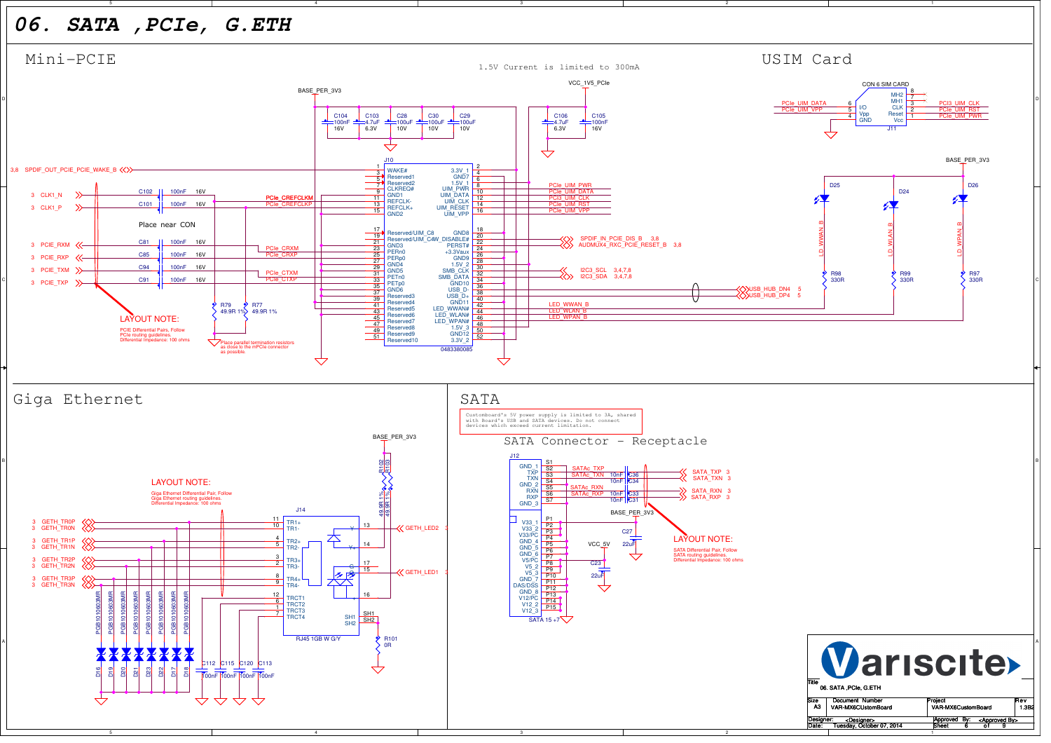# 06. SATA ,PCIe, G.ETH

## Mini-PCIE

1.5V Current is limited to 300mA

BASE_PER_3V3

VCC_1V5_PCIe

C104 100nF 16V, C103 4.7uF 6.3V, C28 100uF 10V, C30 100uF 10V, C29 100uF 10V

C106 4.7uF 6.3V, C105 100nF 16V

J10 — 0483380085

| Pin | Name | Name | Pin |
|---|---|---|---|
| 1 | WAKE# | 3.3V_1 | 2 |
| 3 | Reserved1 | GND7 | 4 |
| 5 | Reserved2 | 1.5V_1 | 6 |
| 7 | CLKREQ# | UIM_PWR | 8 |
| 9 | GND1 | UIM_DATA | 10 |
| 11 | REFCLK- | UIM_CLK | 12 |
| 13 | REFCLK+ | UIM_RESET | 14 |
| 15 | GND2 | UIM_VPP | 16 |
| 17 | Reserved/UIM_C8 | GND8 | 18 |
| 19 | Reserved/UIM_C4 | W_DISABLE# | 20 |
| 21 | GND3 | PERST# | 22 |
| 23 | PERn0 | +3.3Vaux | 24 |
| 25 | PERp0 | GND9 | 26 |
| 27 | GND4 | 1.5V_2 | 28 |
| 29 | GND5 | SMB_CLK | 30 |
| 31 | PETn0 | SMB_DATA | 32 |
| 33 | PETp0 | GND10 | 34 |
| 35 | GND6 | USB_D- | 36 |
| 37 | Reserved3 | USB_D+ | 38 |
| 39 | Reserved4 | GND11 | 40 |
| 41 | Reserved5 | LED_WWAN# | 42 |
| 43 | Reserved6 | LED_WLAN# | 44 |
| 45 | Reserved7 | LED_WPAN# | 46 |
| 47 | Reserved8 | 1.5V_3 | 48 |
| 49 | Reserved9 | GND12 | 50 |
| 51 | Reserved10 | 3.3V_2 | 52 |

3,8 SPDIF_OUT_PCIE_PCIE_WAKE_B

3 CLK1_N — C102 100nF 16V — PCIe_CREFCLKM

3 CLK1_P — C101 100nF 16V — PCIe_CREFCLKP

Place near CON

3 PCIE_RXM — C81 100nF 16V — PCIe_CRXM

3 PCIE_RXP — C85 100nF 16V — PCIe_CRXP

3 PCIE_TXM — C94 100nF 16V — PCIe_CTXM

3 PCIE_TXP — C91 100nF 16V — PCIe_CTXP

R79 49.9R 1%, R77 49.9R 1%

LAYOUT NOTE:
PCIE Differential Pairs, Follow PCIe routing guidelines. Differential Impedance: 100 ohms

Place parallel termination resistors as close to the mPCIe connector as possible.

PCIe_UIM_PWR, PCIe_UIM_DATA, PCI3_UIM_CLK, PCIe_UIM_RST, PCIe_UIM_VPP

SPDIF_IN_PCIE_DIS_B 3,8

AUDMUX4_RXC_PCIE_RESET_B 3,8

I2C3_SCL 3,4,7,8

I2C3_SDA 3,4,7,8

USB_HUB_DN4 5

USB_HUB_DP4 5

LED_WWAN_B, LED_WLAN_B, LED_WPAN_B

## USIM Card

CON 6 SIM CARD — J11

PCIe_UIM_DATA (6, I/O), PCIe_UIM_VPP (5, Vpp), 4 GND

MH2 8, MH1 7, CLK 3 — PCI3_UIM_CLK, Reset 2 — PCIe_UIM_RST, Vcc 1 — PCIe_UIM_PWR

BASE_PER_3V3

D25 — LD_WWAN_B — R98 330R

D24 — LD_WLAN_B — R99 330R

D26 — LD_WPAN_B — R97 330R

## Giga Ethernet

LAYOUT NOTE:
Giga Ethernet Differential Pair, Follow Giga Ethernet routing guidelines. Differential Impedance: 100 ohms

BASE_PER_3V3

R102 49.9R 1%, R103 49.9R 1%

J14 — RJ45 1GB W G/Y

3 GETH_TR0P — 11 TR1+
3 GETH_TR0N — 10 TR1-
3 GETH_TR1P — 4 TR2+
3 GETH_TR1N — 5 TR2-
3 GETH_TR2P — 3 TR3+
3 GETH_TR2N — 2 TR3-
3 GETH_TR3P — 8 TR4+
3 GETH_TR3N — 9 TR4-

12 TRCT1, 6 TRCT2, 1 TRCT3, 7 TRCT4

13, 14 — GETH_LED2 3

17, 15 — GETH_LED1 3

16

SH1, SH2 — R101 0R

D16, D19, D20, D21, D23, D22, D17, D18 — PGB1010603MR

C112 100nF, C115 100nF, C120 100nF, C113 100nF

## SATA

Customboard's 5V power supply is limited to 3A, shared with Board's USB and SATA devices. Do not connect devices which exceed current limitation.

### SATA Connector - Receptacle

J12

| Pin | Name |
|---|---|
| S1 | GND_1 |
| S2 | TXP |
| S3 | TXN |
| S4 | GND_2 |
| S5 | RXN |
| S6 | RXP |
| S7 | GND_3 |
| P1 | V33_1 |
| P2 | V33_2 |
| P3 | V33/PC |
| P4 | GND_4 |
| P5 | GND_5 |
| P6 | GND_6 |
| P7 | V5/PC |
| P8 | V5_2 |
| P9 | V5_3 |
| P10 | GND_7 |
| P11 | DAS/DSS |
| P12 | GND_8 |
| P13 | V12/PC |
| P14 | V12_2 |
| P15 | V12_3 |

SATAc_TXP — C36 10nF — SATA_TXP 3

SATAc_TXN — C34 10nF — SATA_TXN 3

SATAc_RXN — C33 10nF — SATA_RXN 3

SATAc_RXP — C31 10nF — SATA_RXP 3

BASE_PER_3V3 — C27 22uF

VCC_5V — C23 22uF

SATA 15 +7

LAYOUT NOTE:
SATA Differential Pair, Follow SATA routing guidelines. Differential Impedance: 100 ohms

---

Variscite

| Title | 06. SATA ,PCIe, G.ETH | | |
|---|---|---|---|
| Size A3 | Document Number VAR-MX6CUstomBoard | Project VAR-MX6CustomBoard | Rev 1.3B2 |
| Designer: <Designer> | | Approved By: <Approved By> | |
| Date: Tuesday, October 07, 2014 | | Sheet 6 of 9 | |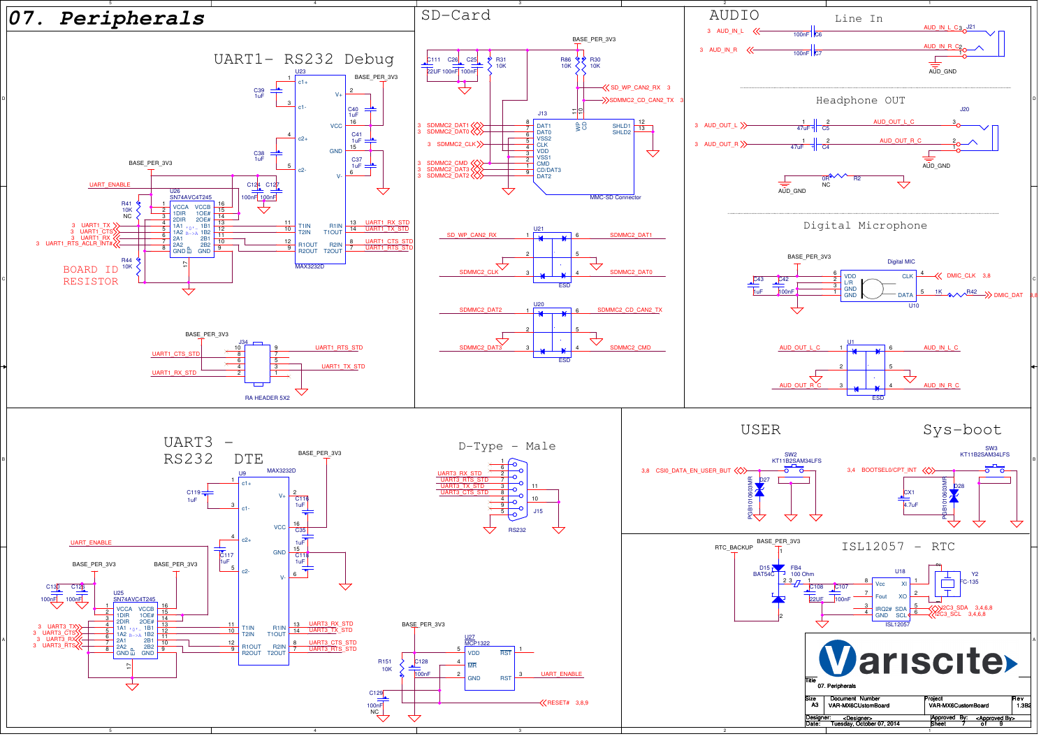# 07. Peripherals

## UART1- RS232 Debug

U23 MAX3232D

- C39 1uF, C38 1uF, C40 1uF, C41 1uF, C37 1uF
- BASE_PER_3V3
- UART_ENABLE
- R41 10K NC
- U26 SN74AVC4T245
- C124 100nF, C127 100nF
- 3 UART1_TX, 3 UART1_CTS, 3 UART1_RX, 3 UART1_RTS_ACLR_INT#
- R44 10K
- BOARD ID RESISTOR
- UART1_RX_STD, UART1_TX_STD, UART1_CTS_STD, UART1_RTS_STD

J34 RA HEADER 5X2

- UART1_CTS_STD, UART1_RX_STD, UART1_RTS_STD, UART1_TX_STD

## SD-Card

- C111 22UF, C26 100nF, C25 100nF, R31 10K, R86 10K, R30 10K
- BASE_PER_3V3
- SD_WP_CAN2_RX 3
- SDMMC2_CD_CAN2_TX 3
- J13 MMC-SD Connector
- 3 SDMMC2_DAT1, 3 SDMMC2_DAT0, 3 SDMMC2_CLK, 3 SDMMC2_CMD, 3 SDMMC2_DAT3, 3 SDMMC2_DAT2
- U21 ESD: SD_WP_CAN2_RX, SDMMC2_CLK, SDMMC2_DAT1, SDMMC2_DAT0
- U20 ESD: SDMMC2_DAT2, SDMMC2_DAT3, SDMMC2_CD_CAN2_TX, SDMMC2_CMD

## AUDIO

### Line In

- 3 AUD_IN_L, 3 AUD_IN_R
- C6 100nF, C7 100nF
- J21, AUD_IN_L_C, AUD_IN_R_C, AUD_GND

### Headphone OUT

- 3 AUD_OUT_L, 3 AUD_OUT_R
- C5 47uF, C4 47uF
- J20, AUD_OUT_L_C, AUD_OUT_R_C, AUD_GND
- R2 0R NC, AUD_GND

### Digital Microphone

- BASE_PER_3V3
- C43 1uF, C42 100nF
- U10 Digital MIC
- DMIC_CLK 3,8
- R42 1K, DMIC_DAT 3,8
- U1 ESD: AUD_OUT_L_C, AUD_OUT_R_C, AUD_IN_L_C, AUD_IN_R_C

## UART3 - RS232 DTE

U9 MAX3232D

- BASE_PER_3V3
- C119 1uF, C118 1uF, C35 1uF, C117 1uF, C116 1uF
- UART_ENABLE
- C130 100nF, C129 100nF
- U25 SN74AVC4T245
- 3 UART3_TX, 3 UART3_CTS, 3 UART3_RX, 3 UART3_RTS
- UART3_RX_STD, UART3_TX_STD, UART3_CTS_STD, UART3_RTS_STD

## D-Type - Male

J15 RS232

- UART3_RX_STD, UART3_RTS_STD, UART3_TX_STD, UART3_CTS_STD

U27 MCP1322

- BASE_PER_3V3
- R151 10K, C128 100nF, C129 100nF NC
- UART_ENABLE
- RESET# 3,8,9

## USER

- SW2 KT11B2SAM34LFS
- 3,8 CSI0_DATA_EN_USER_BUT
- D27 PGB1010603MR

## Sys-boot

- SW3 KT11B2SAM34LFS
- 3,4 BOOTSEL0/CPT_INT
- CX1 4.7uF
- D28 PGB1010603MR

## ISL12057 - RTC

- RTC_BACKUP
- BASE_PER_3V3
- D15 BAT54C
- FB4 100 Ohm
- C108 22UF, C107 100nF
- U18 ISL12057
- Y2 FC-135
- I2C3_SDA 3,4,6,8
- I2C3_SCL 3,4,6,8

| Title | | | |
|---|---|---|---|
| 07. Peripherals | | | |
| Size: A3 | Document Number: VAR-MX6CUstomBoard | Project: VAR-MX6CustomBoard | Rev: 1.3B2 |
| Designer: <Designer> | | Approved By: <Approved By> | |
| Date: Tuesday, October 07, 2014 | | Sheet 7 of 9 | |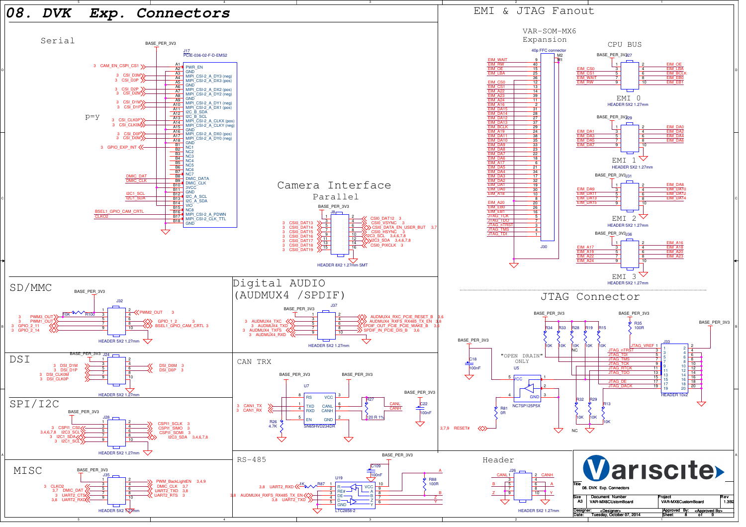# 08. DVK Exp. Connectors

## Serial

BASE_PER_3V3

J17 PCIE-036-02-F-D-EMS2

| Signal | Pin | Function |
|---|---|---|
| 3 CAM_EN_CSPI_CS1 | A1 | PWR_EN |
| | A2 | GND |
| 3 CSI_D3M | A3 | MIPI_CSI-2_A_DY3 (neg) |
| 3 CSI_D3P | A4 | MIPI_CSI-2_A_DX3 (pos) |
| | A5 | GND |
| 3 CSI_D2P | A6 | MIPI_CSI-2_A_DX2 (pos) |
| 3 CSI_D2M | A7 | MIPI_CSI-2_A_DY2 (neg) |
| | A8 | GND |
| 3 CSI_D1M | A9 | MIPI_CSI-2_A_DY1 (neg) |
| 3 CSI_D1P | A10 | MIPI_CSI-2_A_DX1 (pos) |
| | A11 | I2C_B_SDA |
| | A12 | I2C_B_SCL |
| 3 CSI_CLK0P | A13 | MIPI_CSI-2_A_CLKX (pos) |
| 3 CSI_CLK0M | A14 | MIPI_CSI-2_A_CLKY (neg) |
| | A15 | GND |
| 3 CSI_D0P | A16 | MIPI_CSI-2_A_DX0 (pos) |
| 3 CSI_D0M | A17 | MIPI_CSI-2_A_DY0 (neg) |
| | A18 | GND |
| 3 GPIO_EXP_INT | B1 | NC1 |
| | B2 | NC2 |
| | B3 | NC3 |
| | B4 | NC4 |
| | B5 | NC5 |
| | B6 | NC6 |
| | B7 | NC7 |
| DMIC_DAT | B8 | DMIC_DATA |
| DMIC_CLK | B9 | DMIC_CLK |
| | B10 | 3VCC |
| I2C1_SCL | B11 | GND |
| I2C1_SDA | B12 | I2C_A_SCL |
| | B13 | I2C_A_SDA |
| | B14 | VIO |
| | B15 | NC8 |
| BSEL1_GPIO_CAM_CRTL | B16 | MIPI_CSI-2_A_PDWN |
| CLKO2 | B17 | MIPI_CSI-2_CLK_TTL |
| | B18 | GND |

p=y

## Camera Interface Parallel

BASE_PER_3V3

J8 — HEADER 8X2 1.27mm SMT

| Left signal | Pin | Pin | Right signal |
|---|---|---|---|
| | 1 | 2 | CSI0_DAT12 3 |
| 3 CSI0_DAT13 | 3 | 4 | CSI0_VSYNC 3 |
| 3 CSI0_DAT14 | 5 | 6 | CSI0_DATA_EN_USER_BUT 3,7 |
| 3 CSI0_DAT15 | 7 | 8 | CSI0_HSYNC 3 |
| 3 CSI0_DAT16 | 9 | 10 | I2C3_SCL 3,4,6,7,8 |
| 3 CSI0_DAT17 | 11 | 12 | I2C3_SDA 3,4,6,7,8 |
| 3 CSI0_DAT18 | 13 | 14 | CSI0_PIXCLK 3 |
| 3 CSI0_DAT19 | 15 | 16 | |

## EMI & JTAG Fanout

### VAR-SOM-MX6 Expansion

40p FFC connector J30 (M2, M1)

| Signal | Pin |
|---|---|
| EIM_WAIT | 9 |
| EIM_RW | 40 |
| EIM_OE | 15 |
| EIM_LBA | 25 |
| | 36 |
| EIM_CS0 | 12 |
| EIM_CS1 | 13 |
| EIM_A22 | 14 |
| EIM_A23 | 39 |
| EIM_A24 | 11 |
| EIM_A16 | 2 |
| EIM_DA15 | 31 |
| EIM_DA14 | 28 |
| EIM_DA12 | 27 |
| EIM_DA13 | 37 |
| EIM_BCLK | 29 |
| EIM_A19 | 24 |
| EIM_DA11 | 38 |
| EIM_DA10 | 35 |
| EIM_DA9 | 33 |
| EIM_DA8 | 23 |
| EIM_DA7 | 22 |
| EIM_DA6 | 18 |
| EIM_A17 | 6 |
| EIM_DA5 | 21 |
| EIM_DA4 | 34 |
| EIM_DA3 | 17 |
| EIM_DA2 | 32 |
| EIM_DA1 | 19 |
| EIM_DA0 | 30 |
| EIM_A18 | 10 |
| | 8 |
| EIM_A20 | 20 |
| EIM_EB0 | 26 |
| EIM_EB1 | 16 |
| JTAG_TCK | 5 |
| JTAG_TDO | 7 |
| JTAG_nTRST | 3 |
| JTAG_TMS | 4 |
| JTAG_TDI | 1 |

### CPU BUS

**EMI 0** — J27, HEADER 5X2 1.27mm (BASE_PER_3V3)

| Left | Pin | Pin | Right |
|---|---|---|---|
| | 1 | 2 | EIM_OE |
| EIM_CS0 | 3 | 4 | EIM_LBA |
| EIM_CS1 | 5 | 6 | EIM_BCLK |
| EIM_WAIT | 7 | 8 | EIM_EB0 |
| EIM_RW | 9 | 10 | EIM_EB1 |

**EMI 1** — J29, HEADER 5X2 1.27mm (BASE_PER_3V3)

| Left | Pin | Pin | Right |
|---|---|---|---|
| | 1 | 2 | EIM_DA0 |
| EIM_DA1 | 3 | 4 | EIM_DA2 |
| EIM_DA3 | 5 | 6 | EIM_DA4 |
| EIM_DA5 | 7 | 8 | EIM_DA6 |
| EIM_DA7 | 9 | 10 | |

**EMI 2** — J31, HEADER 5X2 1.27mm (BASE_PER_3V3)

| Left | Pin | Pin | Right |
|---|---|---|---|
| | 1 | 2 | EIM_DA8 |
| EIM_DA9 | 3 | 4 | EIM_DA10 |
| EIM_DA11 | 5 | 6 | EIM_DA12 |
| EIM_DA13 | 7 | 8 | EIM_DA14 |
| EIM_DA15 | 9 | 10 | |

**EMI 3** — J36, HEADER 5X2 1.27mm (BASE_PER_3V3)

| Left | Pin | Pin | Right |
|---|---|---|---|
| | 1 | 2 | EIM_A16 |
| EIM_A17 | 3 | 4 | EIM_A18 |
| EIM_A19 | 5 | 6 | EIM_A20 |
| EIM_A22 | 7 | 8 | EIM_A23 |
| EIM_A24 | 9 | 10 | |

## SD/MMC

BASE_PER_3V3 — J32, HEADER 5X2 1.27mm

| Left | Pin | Pin | Right |
|---|---|---|---|
| | 1 | 2 | |
| 3 PWM3_OUT (10K R100) | 3 | 4 | PWM2_OUT 3 |
| 3 PWM1_OUT | 5 | 6 | GPIO_1_2 3 |
| 3 GPIO_2_11 | 7 | 8 | BSEL1_GPIO_CAM_CRTL 3 |
| 3 GPIO_2_14 | 9 | 10 | |

## Digital AUDIO (AUDMUX4 /SPDIF)

BASE_PER_3V3 — J37, HEADER 5X2 1.27mm

| Left | Pin | Pin | Right |
|---|---|---|---|
| | 1 | 2 | AUDMUX4_RXC_PCIE_RESET_B 3,6 |
| 3 AUDMUX4_TXC | 3 | 4 | AUDMUX4_RXFS_RS485_TX_EN 3,8 |
| 3 AUDMUX4_TXD | 5 | 6 | SPDIF_OUT_PCIE_PCIE_WAKE_B 3,6 |
| 3 AUDMUX4_TXFS | 7 | 8 | SPDIF_IN_PCIE_DIS_B 3,6 |
| 3 AUDMUX4_RXD | 9 | 10 | |

## DSI

BASE_PER_3V3 — J24, HEADER 5X2 1.27mm

| Left | Pin | Pin | Right |
|---|---|---|---|
| | 1 | 2 | |
| 3 DSI_D1M | 3 | 4 | DSI_D0M 3 |
| 3 DSI_D1P | 5 | 6 | DSI_D0P 3 |
| 3 DSI_CLK0M | 7 | 8 | |
| 3 DSI_CLK0P | 9 | 10 | |

## CAN TRX

BASE_PER_3V3 — U7 SN65HVD234DR

- 3 CAN1_TX → TXD (1), 3 CAN1_RX → RXD (4)
- RS (8), VCC (3), EN (5), GND (2)
- CANL (6) → CANL, CANH (7) → CANH; R27 120 R 1%
- R26 4.7K; C22 100nF

## SPI/I2C

BASE_PER_3V3 — J28, HEADER 5X2 1.27mm

| Left | Pin | Pin | Right |
|---|---|---|---|
| | 1 | 2 | CSPI1_SCLK 3 |
| 3 CSPI1_CS0 | 3 | 4 | CSPI1_SIMO 3 |
| 3,4,6,7,8 I2C3_SCL | 5 | 6 | CSPI1_SOMI 3 |
| 3 I2C1_SDA | 7 | 8 | I2C3_SDA 3,4,6,7,8 |
| 3 I2C1_SCL | 9 | 10 | |

## JTAG Connector

BASE_PER_3V3 — R34, R33, R28, R19, R15 10K (R28 NC); R35 100R; R32, R29, R13 10K (R32 NC)

C18 100nF; U5 NC7SP125P5X "OPEN DRAIN" ONLY; R81 0R; 3,7,9 RESET#

J33 — HEADER 10x2

| Signal | Pin | Pin |
|---|---|---|
| JTAG_VREF | 1 | 2 |
| JTAG_nTRST | 3 | 4 |
| JTAG_TDI | 5 | 6 |
| JTAG_TMS | 7 | 8 |
| JTAG_TCK | 9 | 10 |
| JTAG_RTCK | 11 | 12 |
| JTAG_TDO | 13 | 14 |
| | 15 | 16 |
| JTAG_DE | 17 | 18 |
| JTAG_DACK | 19 | 20 |

## MISC

BASE_PER_3V3 — J35, HEADER 5X2 1.27mm

| Left | Pin | Pin | Right |
|---|---|---|---|
| | 1 | 2 | |
| 3 CLKO2 | 3 | 4 | PWM_BackLightEN 3,4,9 |
| 3,7 DMIC_DAT | 5 | 6 | DMIC_CLK 3,7 |
| 3 UART2_CTS | 7 | 8 | UART2_TXD 3,8 |
| 3,8 UART2_RXD | 9 | 10 | UART2_RTS 3 |

## RS-485

BASE_PER_3V3 — U19 LTC2858-2; C109 100nF; R87 1K; R88 100R

- 3,8 UART2_RXD → R (1)
- 3,8 AUDMUX4_RXFS_RS485_TX_EN → RE# (2), DE (3)
- 3,8 UART2_TXD → D (4)
- GND (5), VCC (10), A (9), B (8), Z (7), Y (6)

## Header

J26 — HEADER 5X2 1.27mm

| Left | Pin | Pin | Right |
|---|---|---|---|
| CANL | 1 | 2 | CANH |
| | 3 | 4 | |
| B | 5 | 6 | A |
| | 7 | 8 | |
| Z | 9 | 10 | Y |

---

**Variscite**

| | |
|---|---|
| Title | 08. DVK Exp. Connectors |
| Size | A3 |
| Document Number | VAR-MX6CUstomBoard |
| Project | VAR-MX6CustomBoard |
| Rev | 1.3B2 |
| Designer | <Designer> |
| Approved By | <Approved By> |
| Date | Tuesday, October 07, 2014 |
| Sheet | 8 of 9 |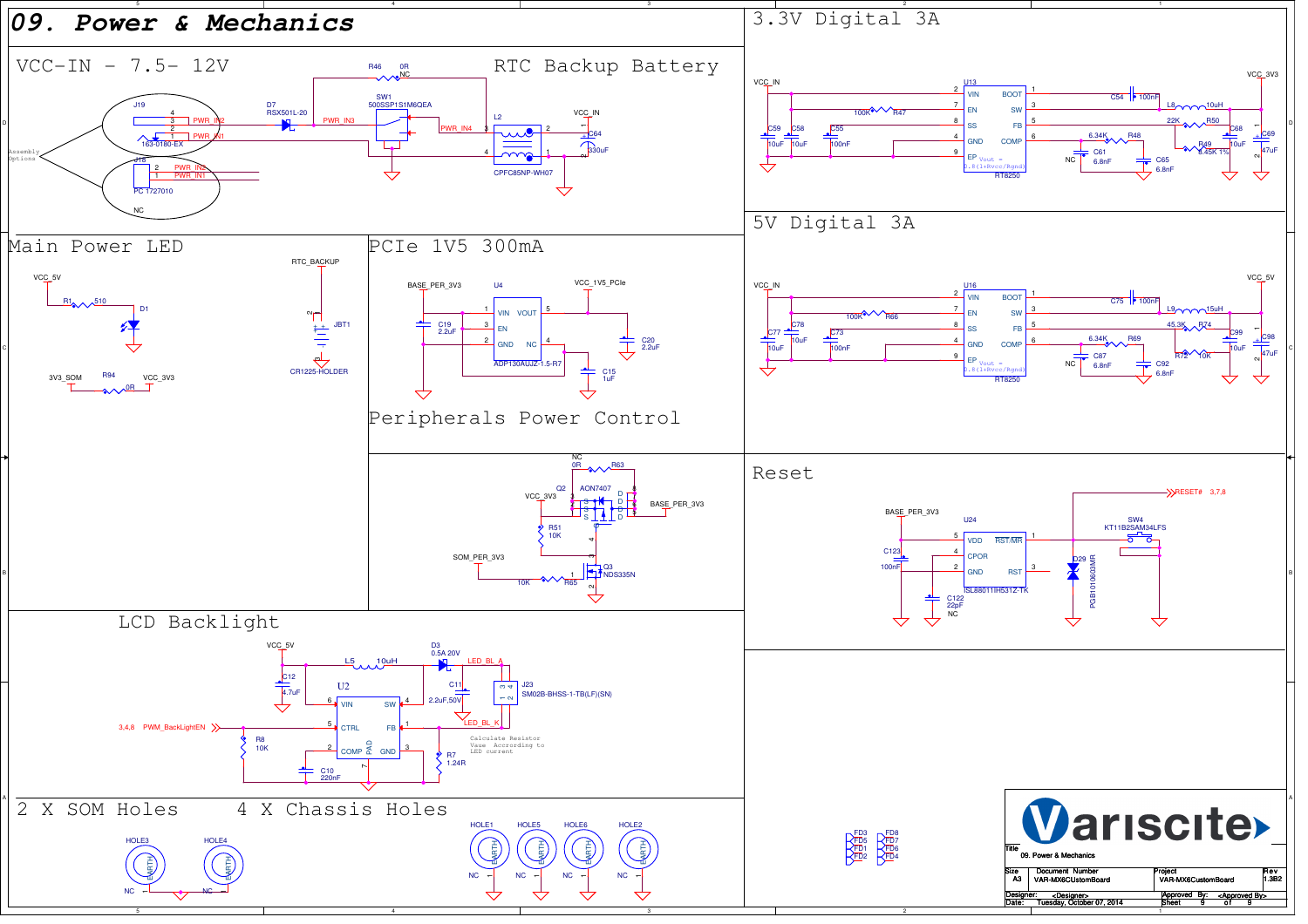# 09. Power & Mechanics

## VCC-IN - 7.5- 12V

J19
4 PWR_IN2
3
2 PWR_IN1
1
163-0180-EX

Assembly Options

J18
2 PWR_IN2
1 PWR_IN1
PC 1727010
NC

D7
RSX501L-20
PWR_IN3

R46 0R NC

SW1
500SSP1S1M6QEA
PWR_IN4

L2
CPFC85NP-WH07

VCC_IN
C64
330uF

## RTC Backup Battery

## 3.3V Digital 3A

VCC_IN
C59 10uF
C58 10uF
C55 100nF
100K R47

U13
VIN, EN, SS, GND, EP, BOOT, SW, FB, COMP
Vout = 0.8(1+Rvcc/Rgnd)
RT8250

C54 100nF
L8 10uH
22K R50
6.34K R48
NC C61 6.8nF
C65 6.8nF
C68 10uF
R49 8.45K 1%
C69 47uF
VCC_3V3

## 5V Digital 3A

VCC_IN
C77 10uF
C78 10uF
C73 100nF
100K R66

U16
VIN, EN, SS, GND, EP, BOOT, SW, FB, COMP
Vout = 0.8(1+Rvcc/Rgnd)
RT8250

C75 100nF
L9 15uH
45.3K R74
6.34K R69
NC C87 6.8nF
C92 6.8nF
R72 10K
C99 10uF
C98 47uF
VCC_5V

## Main Power LED

VCC_5V
R1 510
D1

RTC_BACKUP
JBT1
CR1225-HOLDER

3V3_SOM R94 0R VCC_3V3

## PCIe 1V5 300mA

BASE_PER_3V3
U4
VIN, EN, GND, VOUT, NC
ADP130AUJZ-1.5-R7
C19 2.2uF
VCC_1V5_PCIe
C20 2.2uF
C15 1uF

## Peripherals Power Control

NC 0R R63
Q2 AON7407
VCC_3V3
BASE_PER_3V3
R51 10K
SOM_PER_3V3
10K R65
Q3 NDS335N

## Reset

BASE_PER_3V3
U24
VDD, CPOR, GND, RST/MR, RST
ISL88011IH531Z-TK
C123 100nF
C122 22pF NC
D29 PGB1010603MR
RESET# 3,7,8
SW4 KT11B2SAM34LFS

## LCD Backlight

VCC_5V
C12 4.7uF
L5 10uH
D3 0.5A 20V
LED_BL_A
U2
VIN, CTRL, COMP, PAD, SW, FB, GND
C11 2.2uF,50V
J23 SM02B-BHSS-1-TB(LF)(SN)
LED_BL_K
3,4,8 PWM_BackLightEN
R8 10K
C10 220nF
R7 1.24R
Calculate Resistor Vaue According to LED current

## 2 X SOM Holes

HOLE3, HOLE4 — EARTH — NC, NC

## 4 X Chassis Holes

HOLE1, HOLE5, HOLE6, HOLE2 — EARTH — NC, NC, NC, NC

FD3 FD5 FD1 FD2 FD8 FD7 FD6 FD4

Variscite

| | | |
|---|---|---|
| Title: 09. Power & Mechanics | | |
| Size: A3 | Document Number: VAR-MX6CUstomBoard | Project: VAR-MX6CustomBoard — Rev: 1.3B2 |
| Designer: <Designer> | Approved By: <Approved By> | |
| Date: Tuesday, October 07, 2014 | Sheet 9 of 9 | |